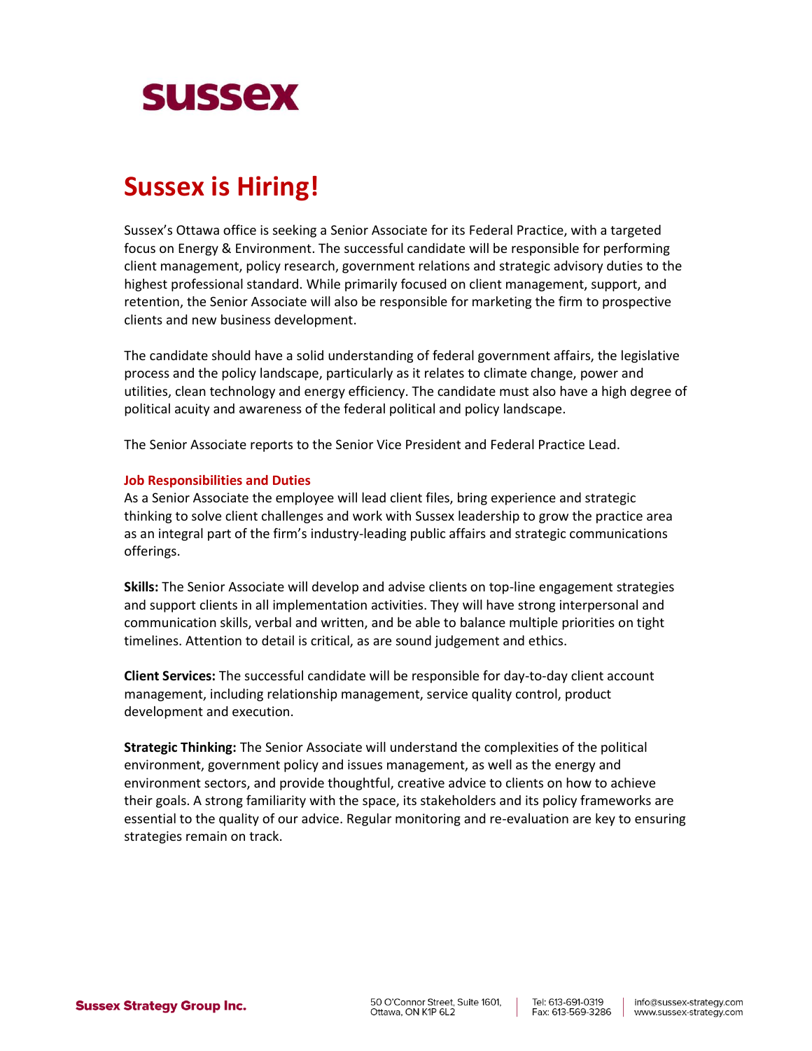# sussex

## Sussex is Hiring!

Sussex's Ottawa office is seeking a Senior Associate for its Federal Practice, with a targeted focus on Energy & Environment. The successful candidate will be responsible for performing client management, policy research, government relations and strategic advisory duties to the highest professional standard. While primarily focused on client management, support, and retention, the Senior Associate will also be responsible for marketing the firm to prospective clients and new business development.

The candidate should have a solid understanding of federal government affairs, the legislative process and the policy landscape, particularly as it relates to climate change, power and utilities, clean technology and energy efficiency. The candidate must also have a high degree of political acuity and awareness of the federal political and policy landscape.

The Senior Associate reports to the Senior Vice President and Federal Practice Lead.

### Job Responsibilities and Duties

As a Senior Associate the employee will lead client files, bring experience and strategic thinking to solve client challenges and work with Sussex leadership to grow the practice area as an integral part of the firm's industry-leading public affairs and strategic communications offerings.

**Skills:** The Senior Associate will develop and advise clients on top-line engagement strategies and support clients in all implementation activities. They will have strong interpersonal and communication skills, verbal and written, and be able to balance multiple priorities on tight timelines. Attention to detail is critical, as are sound judgement and ethics.

**Client Services:** The successful candidate will be responsible for day-to-day client account management, including relationship management, service quality control, product development and execution.

**Strategic Thinking:** The Senior Associate will understand the complexities of the political environment, government policy and issues management, as well as the energy and environment sectors, and provide thoughtful, creative advice to clients on how to achieve their goals. A strong familiarity with the space, its stakeholders and its policy frameworks are essential to the quality of our advice. Regular monitoring and re-evaluation are key to ensuring strategies remain on track.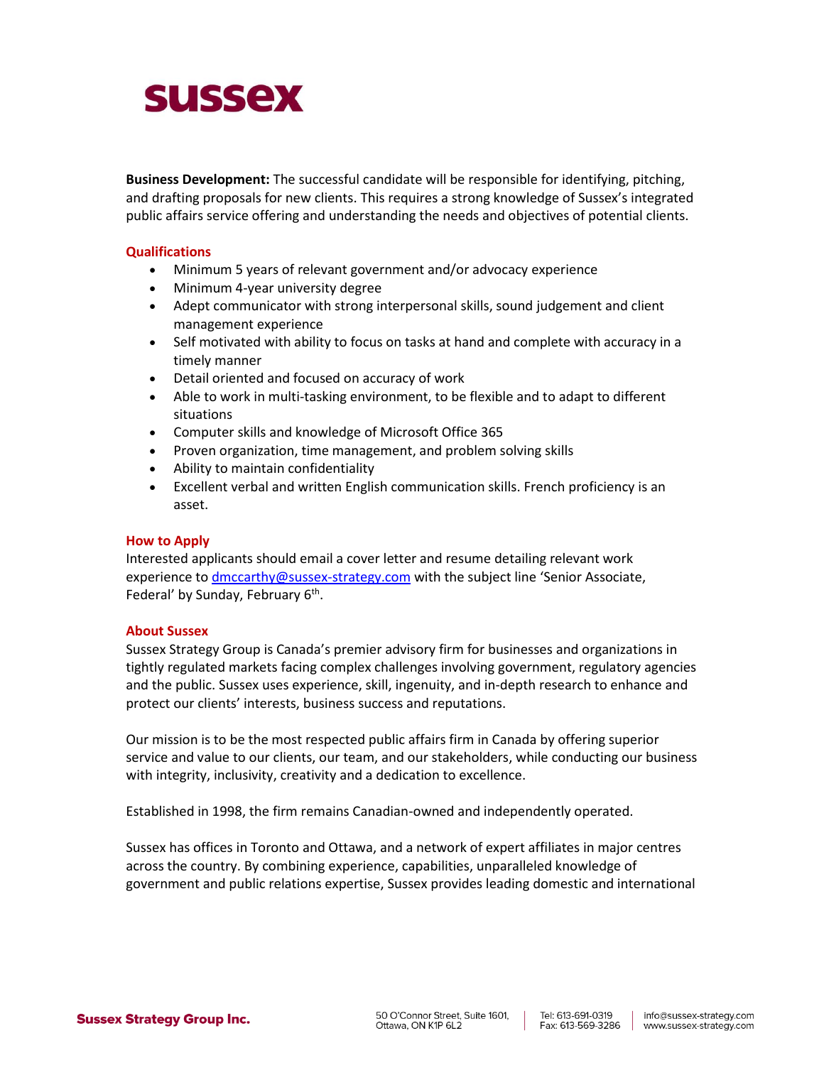**Business Development:** The successful candidate will be responsible for identifying, pitching, and drafting proposals for new clients. This requires a strong knowledge of Sussex's integrated public affairs service offering and understanding the needs and objectives of potential clients.

## Qualifications

- Minimum 5 years of relevant government and/or advocacy experience
- Minimum 4-year university degree
- Adept communicator with strong interpersonal skills, sound judgement and client management experience
- Self motivated with ability to focus on tasks at hand and complete with accuracy in a timely manner
- Detail oriented and focused on accuracy of work
- Able to work in multi-tasking environment, to be flexible and to adapt to different situations
- Computer skills and knowledge of Microsoft Office 365
- Proven organization, time management, and problem solving skills
- Ability to maintain confidentiality
- Excellent verbal and written English communication skills. French proficiency is an asset.

## How to Apply

Interested applicants should email a cover letter and resume detailing relevant work experience to [dmccarthy@sussex-strategy.com](mailto:dmccarthy@sussex-strategy.com) with the subject line 'Senior Associate, Federal' by Sunday, February 6th.

## About Sussex

Sussex Strategy Group is Canada's premier advisory firm for businesses and organizations in tightly regulated markets facing complex challenges involving government, regulatory agencies and the public. Sussex uses experience, skill, ingenuity, and in-depth research to enhance and protect our clients' interests, business success and reputations.

Our mission is to be the most respected public affairs firm in Canada by offering superior service and value to our clients, our team, and our stakeholders, while conducting our business with integrity, inclusivity, creativity and a dedication to excellence.

Established in 1998, the firm remains Canadian-owned and independently operated.

Sussex has offices in Toronto and Ottawa, and a network of expert affiliates in major centres across the country. By combining experience, capabilities, unparalleled knowledge of government and public relations expertise, Sussex provides leading domestic and international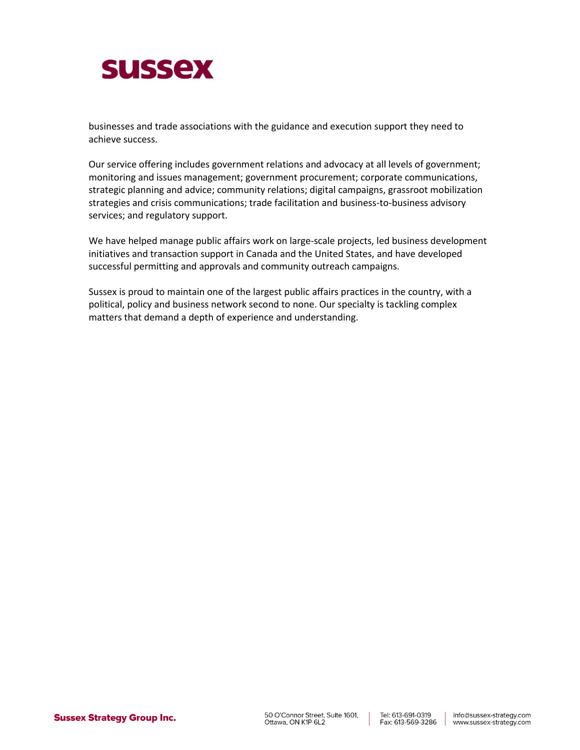businesses and trade associations with the guidance and execution support they need to achieve success.

Our service offering includes government relations and advocacy at all levels of government; monitoring and issues management; government procurement; corporate communications, strategic planning and advice; community relations; digital campaigns, grassroot mobilization strategies and crisis communications; trade facilitation and business-to-business advisory services; and regulatory support.

We have helped manage public affairs work on large-scale projects, led business development initiatives and transaction support in Canada and the United States, and have developed successful permitting and approvals and community outreach campaigns.

Sussex is proud to maintain one of the largest public affairs practices in the country, with a political, policy and business network second to none. Our specialty is tackling complex matters that demand a depth of experience and understanding.